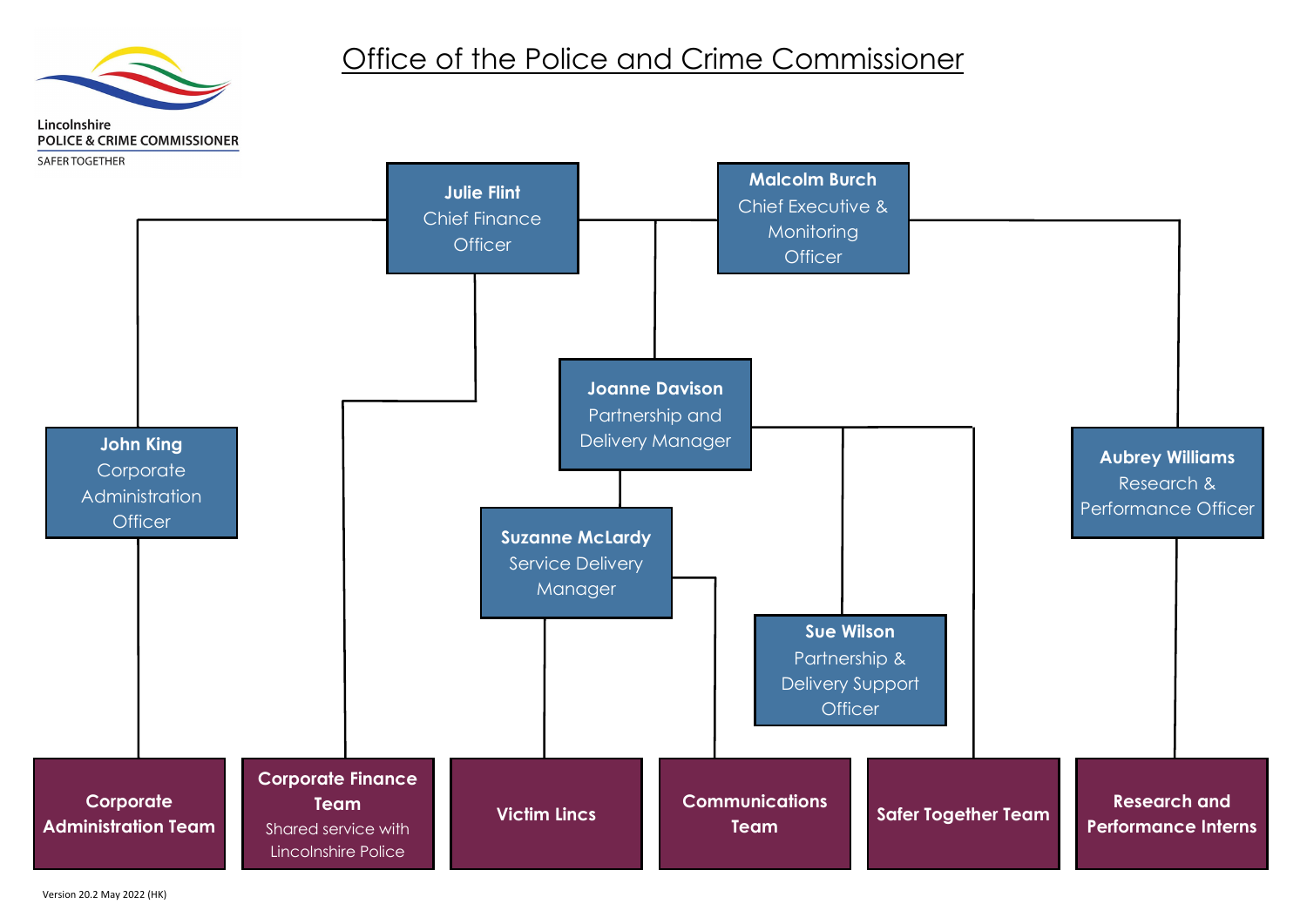# Office of the Police and Crime Commissioner

Lincolnshire
POLICE & CRIME COMMISSIONER
SAFER TOGETHER

**Julie Flint**
Chief Finance Officer

**Malcolm Burch**
Chief Executive & Monitoring Officer

**Joanne Davison**
Partnership and Delivery Manager

**John King**
Corporate Administration Officer

**Aubrey Williams**
Research & Performance Officer

**Suzanne McLardy**
Service Delivery Manager

**Sue Wilson**
Partnership & Delivery Support Officer

**Corporate Administration Team**

**Corporate Finance Team**
Shared service with Lincolnshire Police

**Victim Lincs**

**Communications Team**

**Safer Together Team**

**Research and Performance Interns**

Version 20.2 May 2022 (HK)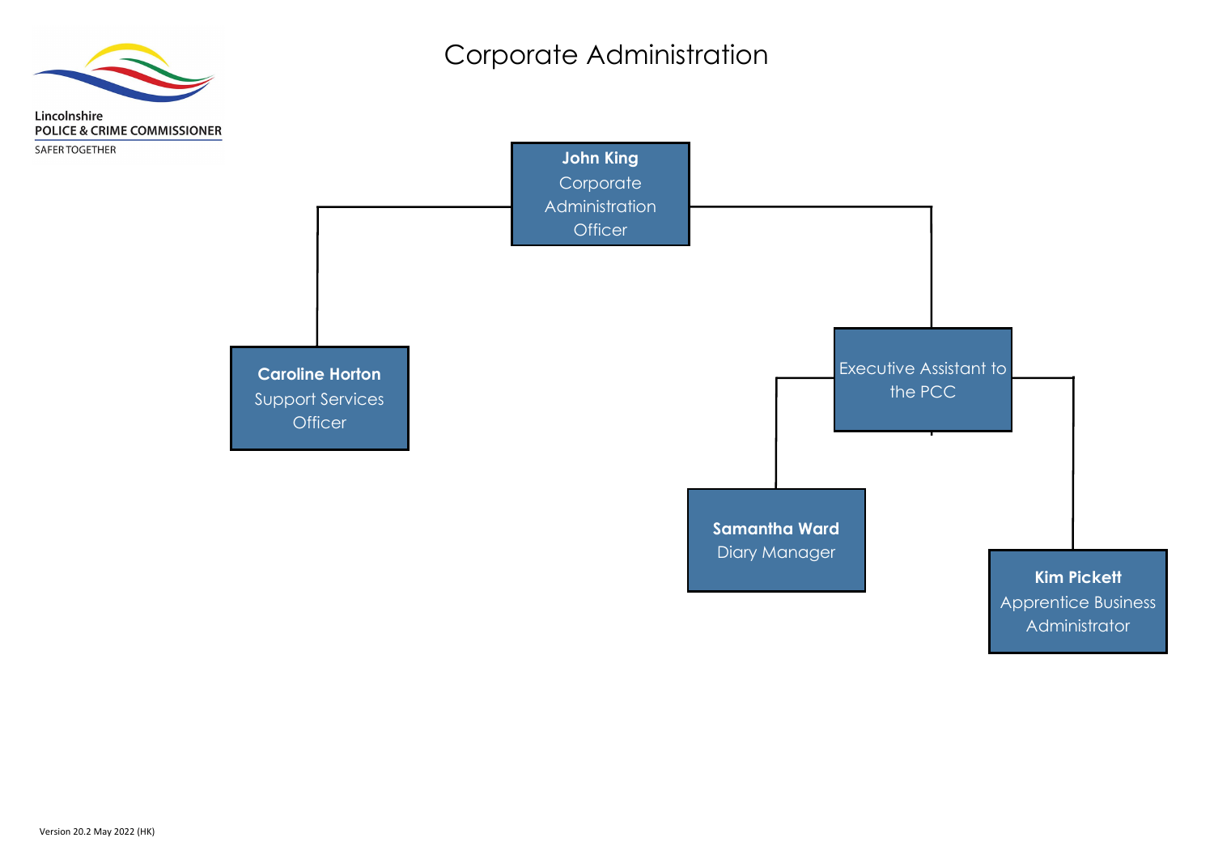Lincolnshire
POLICE & CRIME COMMISSIONER
SAFER TOGETHER

# Corporate Administration

- **John King**
  Corporate Administration Officer
  - **Caroline Horton**
    Support Services Officer
  - Executive Assistant to the PCC
    - **Samantha Ward**
      Diary Manager
    - **Kim Pickett**
      Apprentice Business Administrator

Version 20.2 May 2022 (HK)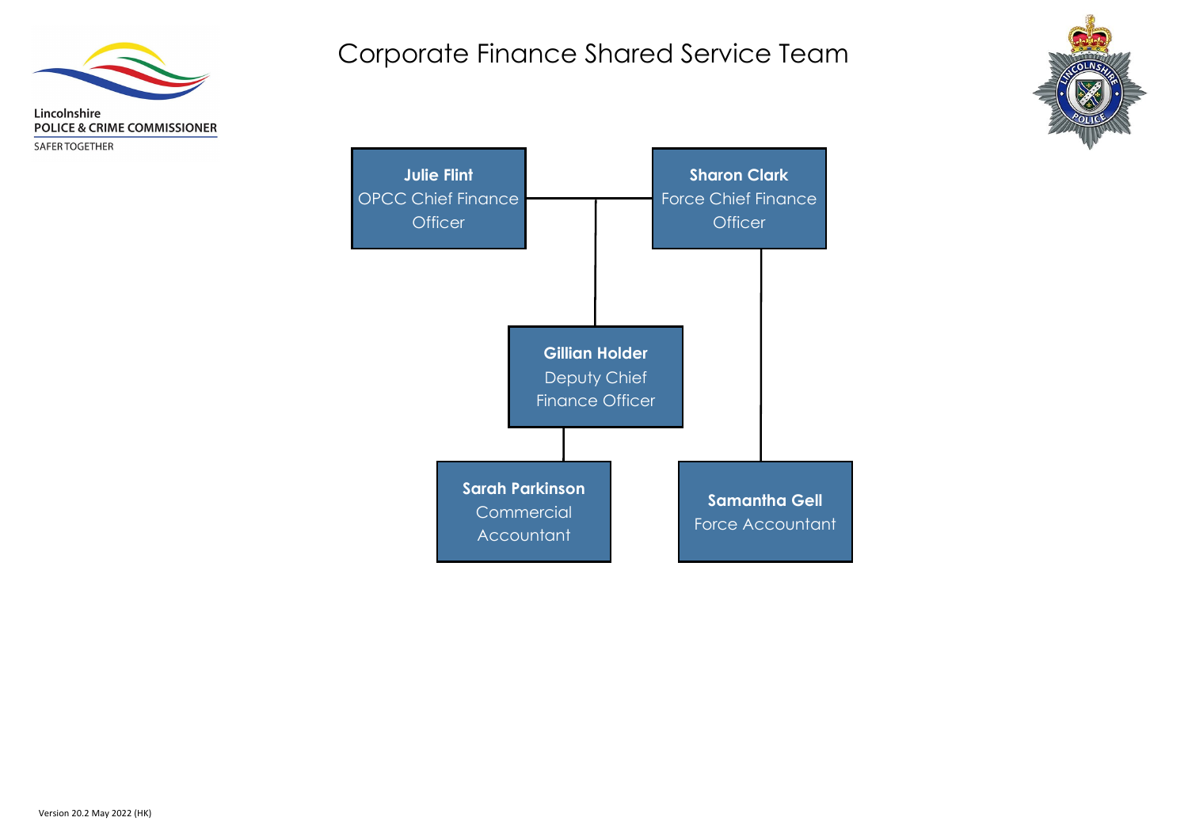Lincolnshire
POLICE & CRIME COMMISSIONER
SAFER TOGETHER

# Corporate Finance Shared Service Team

**Julie Flint**
OPCC Chief Finance Officer

**Sharon Clark**
Force Chief Finance Officer

**Gillian Holder**
Deputy Chief Finance Officer

**Sarah Parkinson**
Commercial Accountant

**Samantha Gell**
Force Accountant

Version 20.2 May 2022 (HK)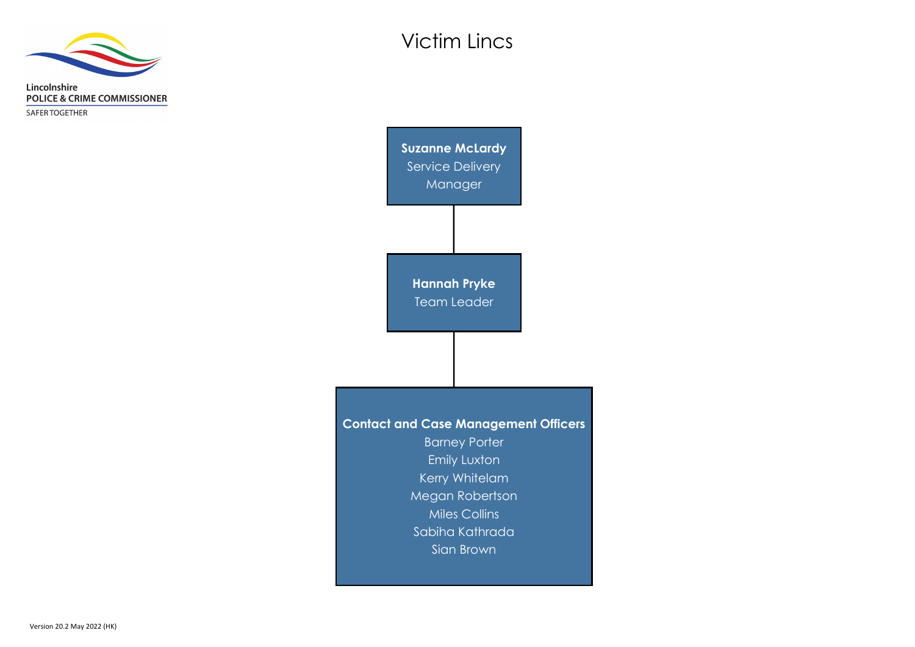Lincolnshire
POLICE & CRIME COMMISSIONER
SAFER TOGETHER

# Victim Lincs

**Suzanne McLardy**
Service Delivery Manager

**Hannah Pryke**
Team Leader

**Contact and Case Management Officers**
- Barney Porter
- Emily Luxton
- Kerry Whitelam
- Megan Robertson
- Miles Collins
- Sabiha Kathrada
- Sian Brown

Version 20.2 May 2022 (HK)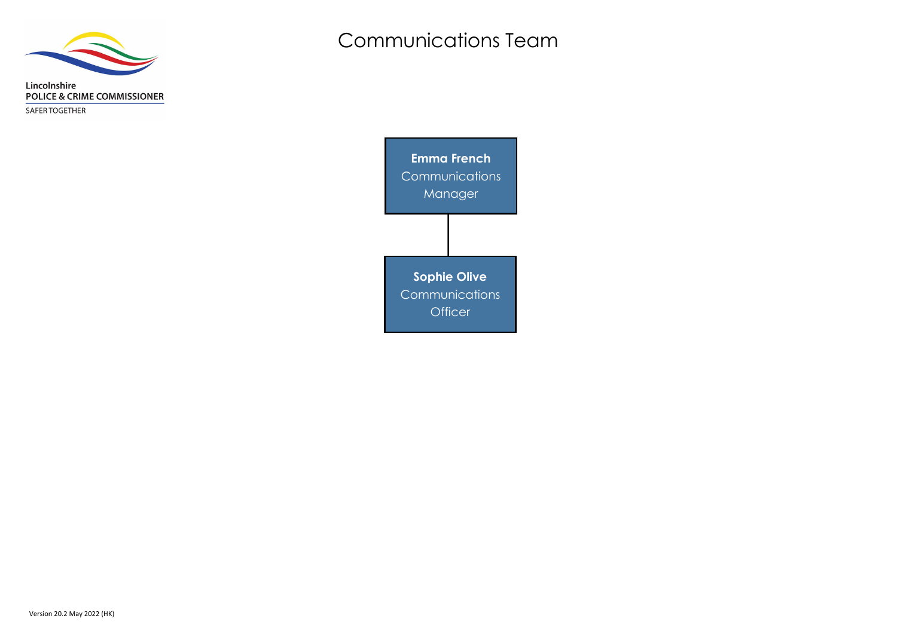Lincolnshire
POLICE & CRIME COMMISSIONER
SAFER TOGETHER

# Communications Team

**Emma French**
Communications Manager

**Sophie Olive**
Communications Officer

Version 20.2 May 2022 (HK)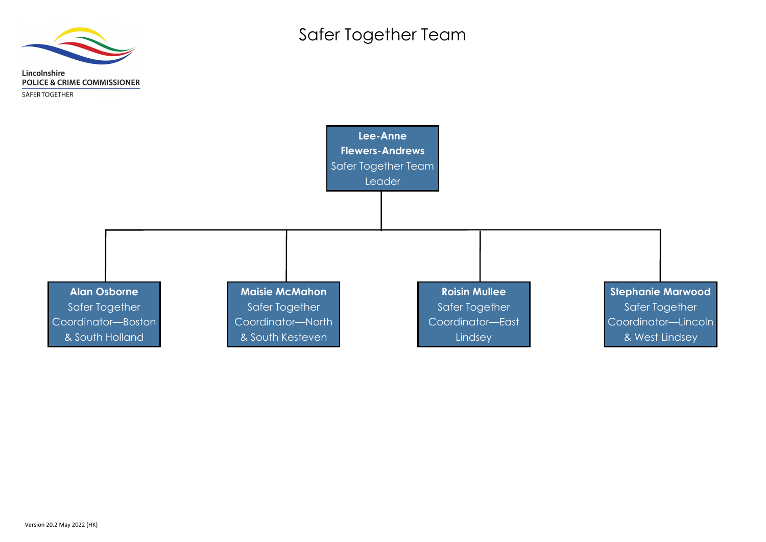Lincolnshire
POLICE & CRIME COMMISSIONER
SAFER TOGETHER

# Safer Together Team

**Lee-Anne Flewers-Andrews**
Safer Together Team Leader

- **Alan Osborne**
  Safer Together Coordinator—Boston & South Holland
- **Maisie McMahon**
  Safer Together Coordinator—North & South Kesteven
- **Roisin Mullee**
  Safer Together Coordinator—East Lindsey
- **Stephanie Marwood**
  Safer Together Coordinator—Lincoln & West Lindsey

Version 20.2 May 2022 (HK)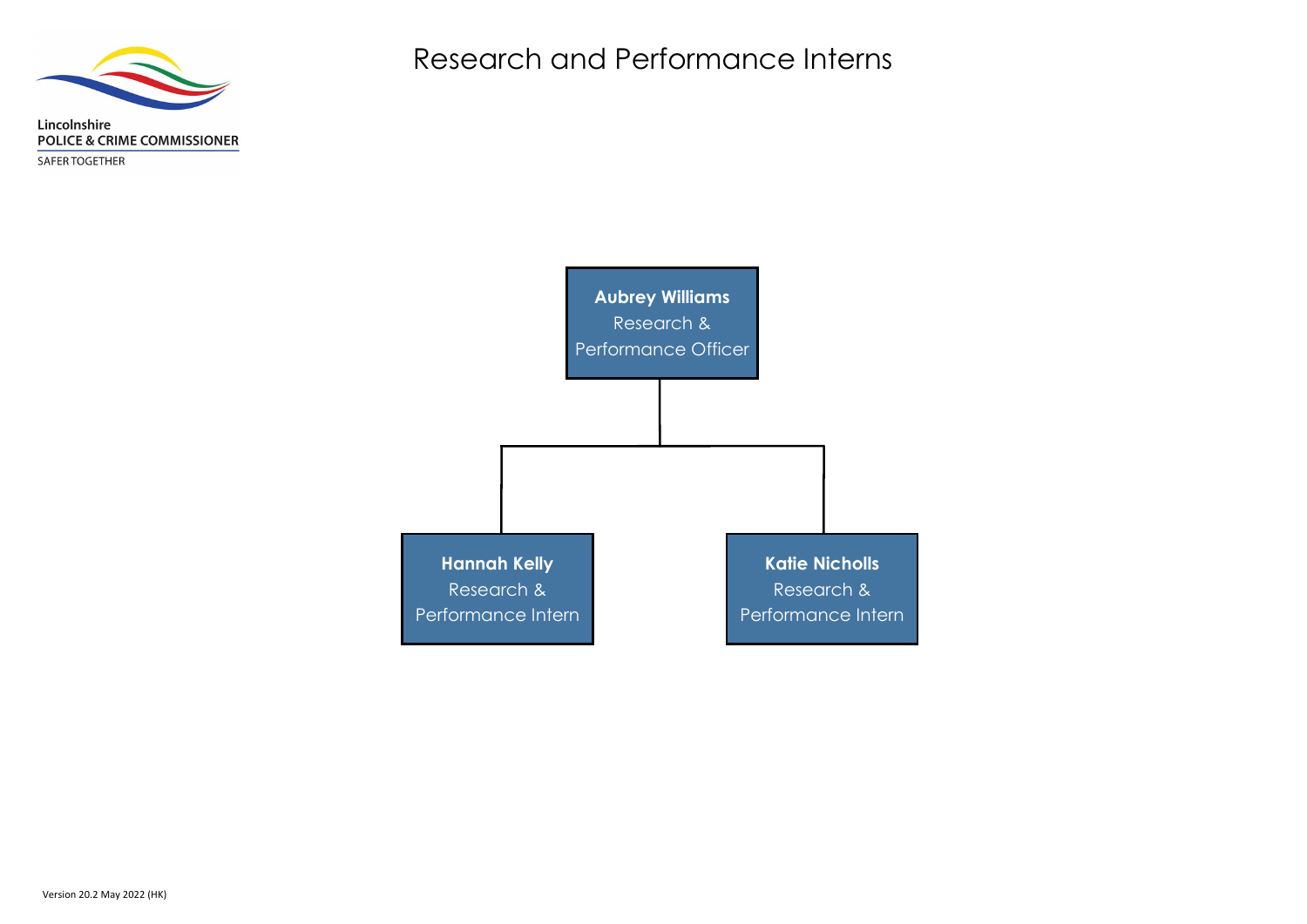Lincolnshire
POLICE & CRIME COMMISSIONER
SAFER TOGETHER

# Research and Performance Interns

**Aubrey Williams**
Research & Performance Officer

**Hannah Kelly**
Research & Performance Intern

**Katie Nicholls**
Research & Performance Intern

Version 20.2 May 2022 (HK)